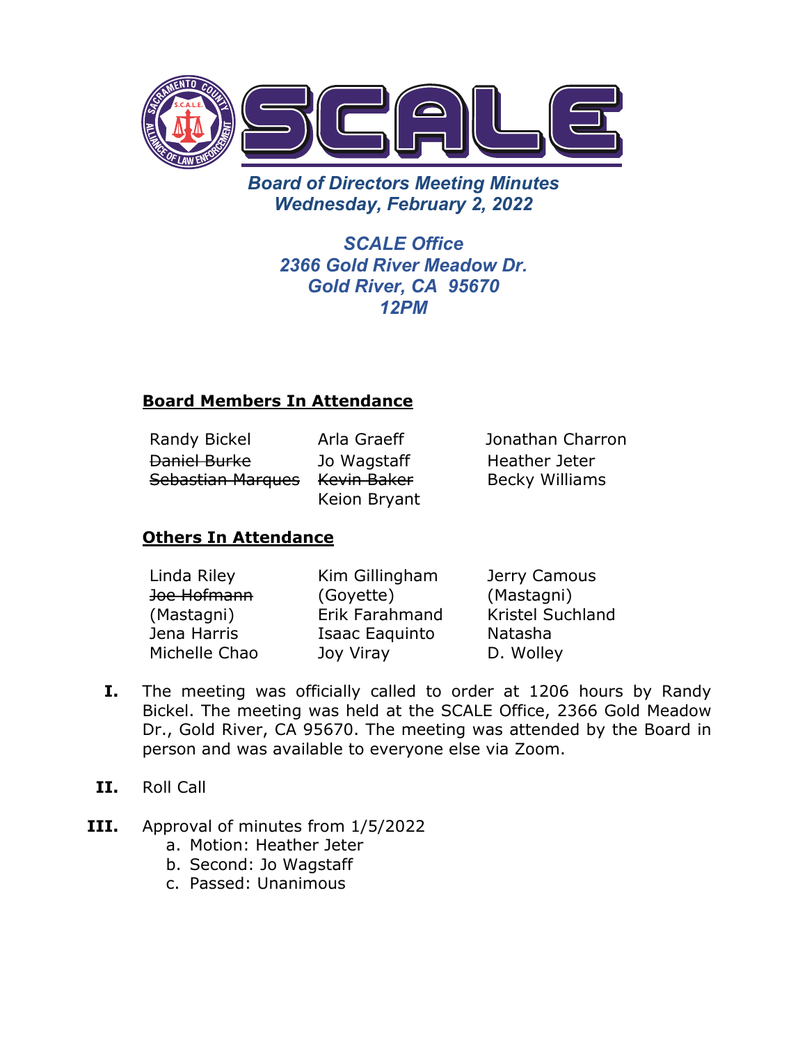# SCALE

*Board of Directors Meeting Minutes*
*Wednesday, February 2, 2022*

*SCALE Office*
*2366 Gold River Meadow Dr.*
*Gold River, CA 95670*
*12PM*

## Board Members In Attendance

| | | |
|---|---|---|
| Randy Bickel | Arla Graeff | Jonathan Charron |
| ~~Daniel Burke~~ | Jo Wagstaff | Heather Jeter |
| ~~Sebastian Marques~~ | ~~Kevin Baker~~ | Becky Williams |
| | Keion Bryant | |

## Others In Attendance

| | | |
|---|---|---|
| Linda Riley | Kim Gillingham (Goyette) | Jerry Camous (Mastagni) |
| ~~Joe Hofmann~~ (Mastagni) | Erik Farahmand | Kristel Suchland |
| Jena Harris | Isaac Eaquinto | Natasha |
| Michelle Chao | Joy Viray | D. Wolley |

**I.** The meeting was officially called to order at 1206 hours by Randy Bickel. The meeting was held at the SCALE Office, 2366 Gold Meadow Dr., Gold River, CA 95670. The meeting was attended by the Board in person and was available to everyone else via Zoom.

**II.** Roll Call

**III.** Approval of minutes from 1/5/2022

a. Motion: Heather Jeter
b. Second: Jo Wagstaff
c. Passed: Unanimous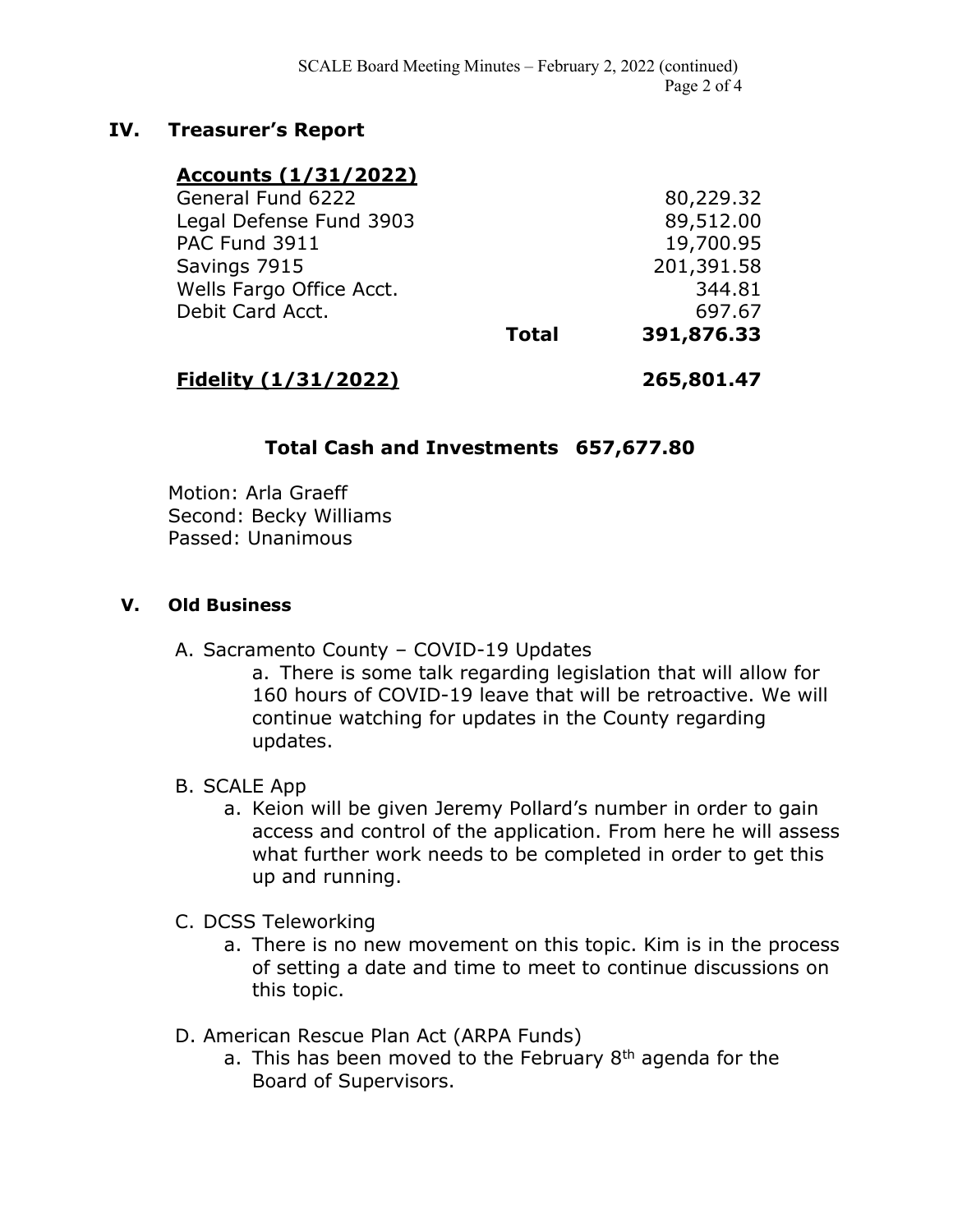## IV. Treasurer's Report

| **Accounts (1/31/2022)** | | |
|---|---|---|
| General Fund 6222 | | 80,229.32 |
| Legal Defense Fund 3903 | | 89,512.00 |
| PAC Fund 3911 | | 19,700.95 |
| Savings 7915 | | 201,391.58 |
| Wells Fargo Office Acct. | | 344.81 |
| Debit Card Acct. | | 697.67 |
| | **Total** | **391,876.33** |
| **Fidelity (1/31/2022)** | | **265,801.47** |

**Total Cash and Investments 657,677.80**

Motion: Arla Graeff
Second: Becky Williams
Passed: Unanimous

## V. Old Business

A. Sacramento County – COVID-19 Updates
   a. There is some talk regarding legislation that will allow for 160 hours of COVID-19 leave that will be retroactive. We will continue watching for updates in the County regarding updates.

B. SCALE App
   a. Keion will be given Jeremy Pollard's number in order to gain access and control of the application. From here he will assess what further work needs to be completed in order to get this up and running.

C. DCSS Teleworking
   a. There is no new movement on this topic. Kim is in the process of setting a date and time to meet to continue discussions on this topic.

D. American Rescue Plan Act (ARPA Funds)
   a. This has been moved to the February 8th agenda for the Board of Supervisors.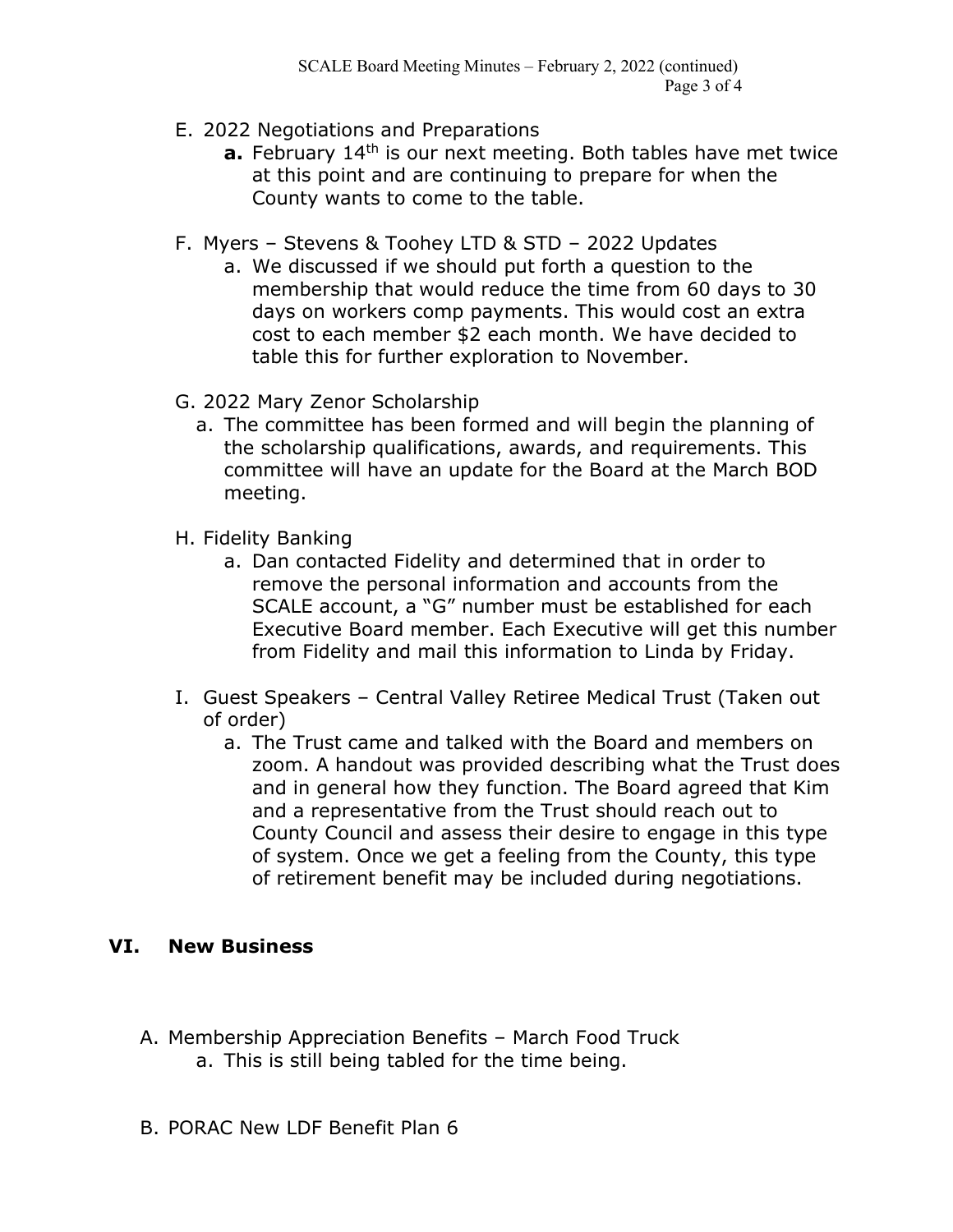E. 2022 Negotiations and Preparations
    a. **a.** February 14th is our next meeting. Both tables have met twice at this point and are continuing to prepare for when the County wants to come to the table.

F. Myers – Stevens & Toohey LTD & STD – 2022 Updates
    a. We discussed if we should put forth a question to the membership that would reduce the time from 60 days to 30 days on workers comp payments. This would cost an extra cost to each member $2 each month. We have decided to table this for further exploration to November.

G. 2022 Mary Zenor Scholarship
    a. The committee has been formed and will begin the planning of the scholarship qualifications, awards, and requirements. This committee will have an update for the Board at the March BOD meeting.

H. Fidelity Banking
    a. Dan contacted Fidelity and determined that in order to remove the personal information and accounts from the SCALE account, a "G" number must be established for each Executive Board member. Each Executive will get this number from Fidelity and mail this information to Linda by Friday.

I. Guest Speakers – Central Valley Retiree Medical Trust (Taken out of order)
    a. The Trust came and talked with the Board and members on zoom. A handout was provided describing what the Trust does and in general how they function. The Board agreed that Kim and a representative from the Trust should reach out to County Council and assess their desire to engage in this type of system. Once we get a feeling from the County, this type of retirement benefit may be included during negotiations.

## VI. New Business

A. Membership Appreciation Benefits – March Food Truck
    a. This is still being tabled for the time being.

B. PORAC New LDF Benefit Plan 6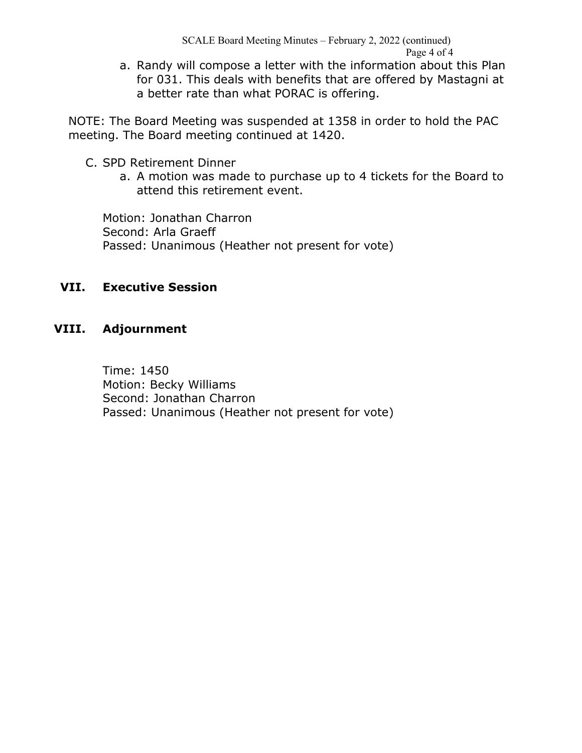a. Randy will compose a letter with the information about this Plan for 031. This deals with benefits that are offered by Mastagni at a better rate than what PORAC is offering.

NOTE: The Board Meeting was suspended at 1358 in order to hold the PAC meeting. The Board meeting continued at 1420.

C. SPD Retirement Dinner
   a. A motion was made to purchase up to 4 tickets for the Board to attend this retirement event.

Motion: Jonathan Charron
Second: Arla Graeff
Passed: Unanimous (Heather not present for vote)

## VII. Executive Session

## VIII. Adjournment

Time: 1450
Motion: Becky Williams
Second: Jonathan Charron
Passed: Unanimous (Heather not present for vote)